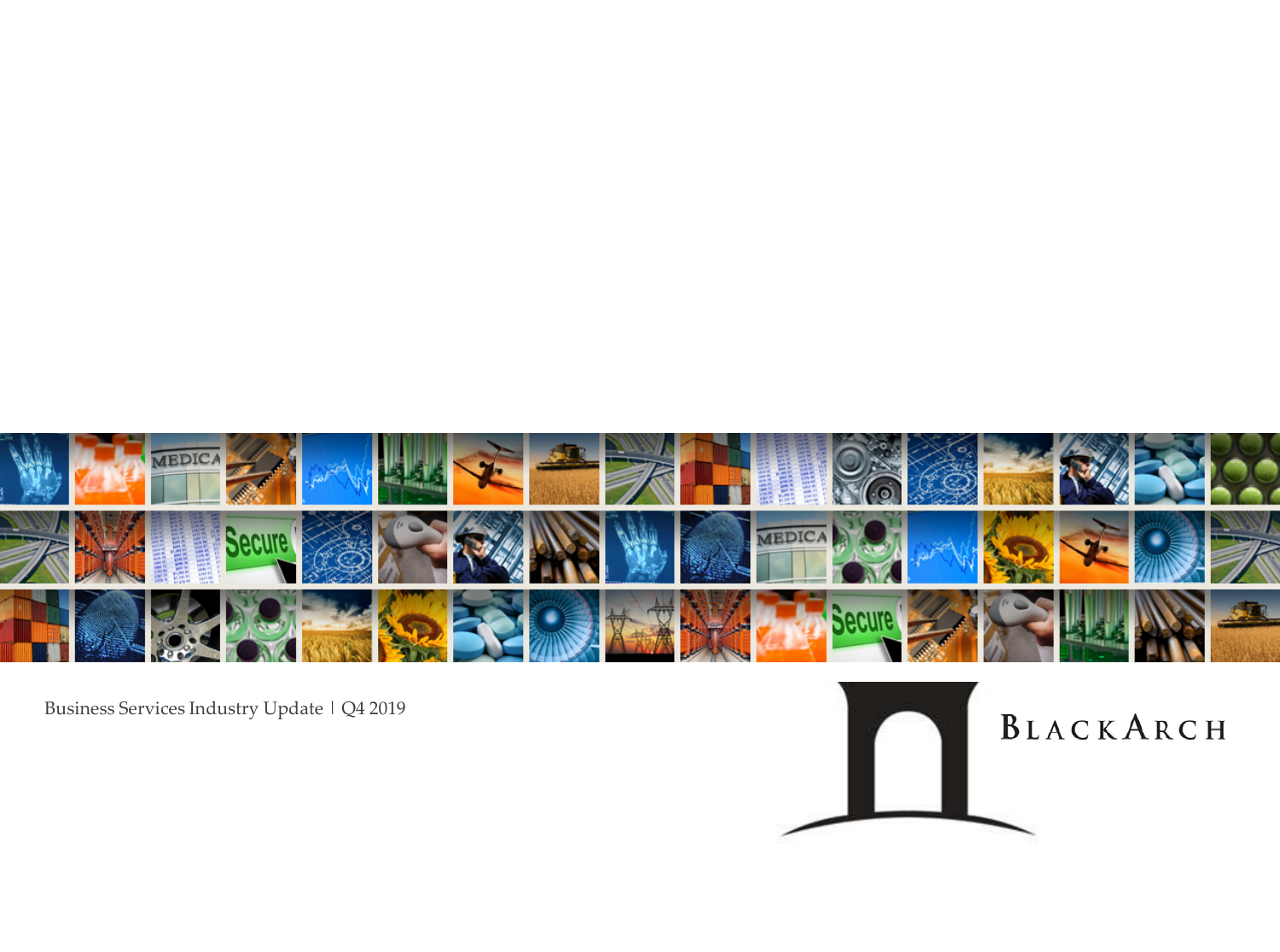Business Services Industry Update | Q4 2019

BLACKARCH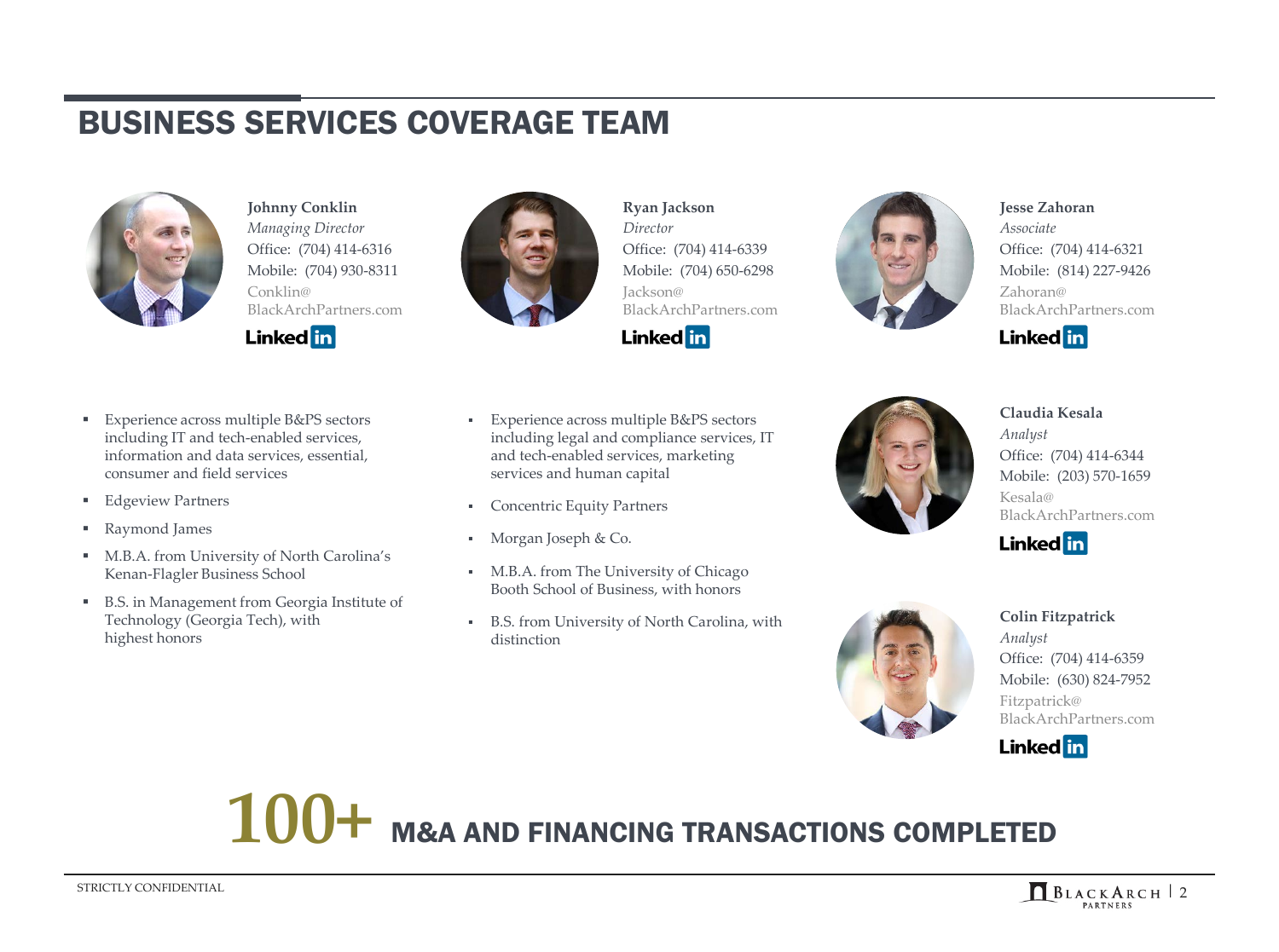# BUSINESS SERVICES COVERAGE TEAM

**Johnny Conklin**
*Managing Director*
Office: (704) 414-6316
Mobile: (704) 930-8311
Conklin@BlackArchPartners.com
LinkedIn

- Experience across multiple B&PS sectors including IT and tech-enabled services, information and data services, essential, consumer and field services
- Edgeview Partners
- Raymond James
- M.B.A. from University of North Carolina's Kenan-Flagler Business School
- B.S. in Management from Georgia Institute of Technology (Georgia Tech), with highest honors

**Ryan Jackson**
*Director*
Office: (704) 414-6339
Mobile: (704) 650-6298
Jackson@BlackArchPartners.com
LinkedIn

- Experience across multiple B&PS sectors including legal and compliance services, IT and tech-enabled services, marketing services and human capital
- Concentric Equity Partners
- Morgan Joseph & Co.
- M.B.A. from The University of Chicago Booth School of Business, with honors
- B.S. from University of North Carolina, with distinction

**Jesse Zahoran**
*Associate*
Office: (704) 414-6321
Mobile: (814) 227-9426
Zahoran@BlackArchPartners.com
LinkedIn

**Claudia Kesala**
*Analyst*
Office: (704) 414-6344
Mobile: (203) 570-1659
Kesala@BlackArchPartners.com
LinkedIn

**Colin Fitzpatrick**
*Analyst*
Office: (704) 414-6359
Mobile: (630) 824-7952
Fitzpatrick@BlackArchPartners.com
LinkedIn

## 100+ M&A AND FINANCING TRANSACTIONS COMPLETED

STRICTLY CONFIDENTIAL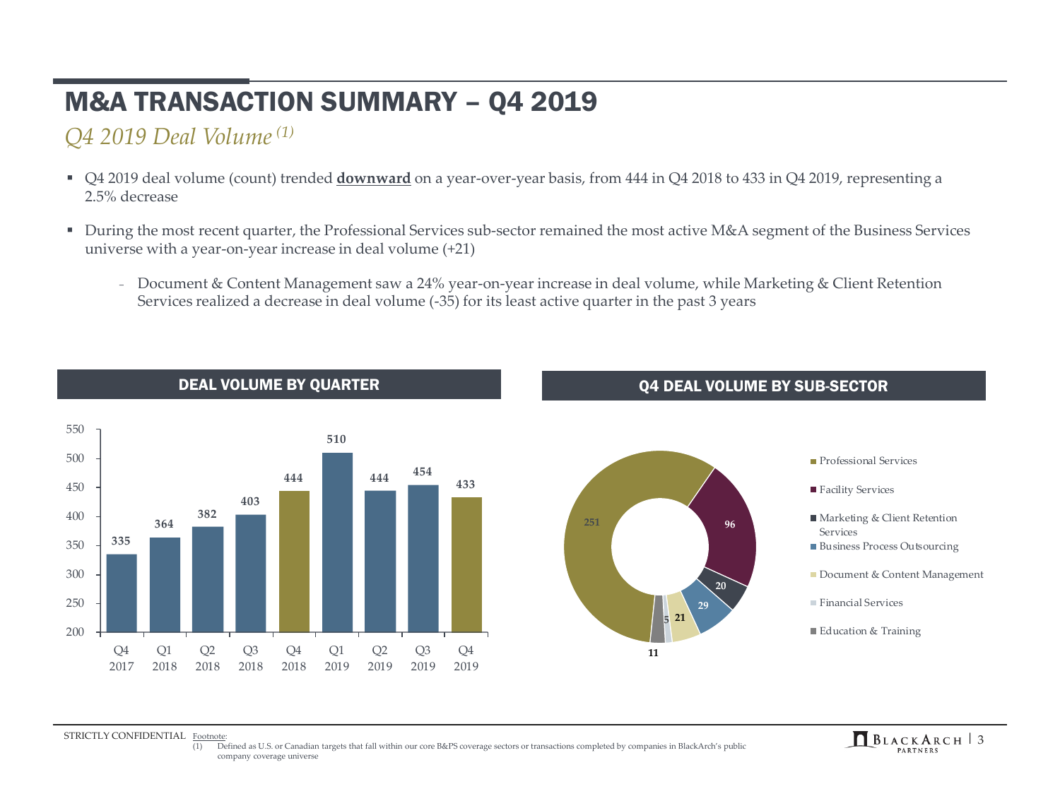# M&A TRANSACTION SUMMARY – Q4 2019

*Q4 2019 Deal Volume [(1)]*

- Q4 2019 deal volume (count) trended **downward** on a year-over-year basis, from 444 in Q4 2018 to 433 in Q4 2019, representing a 2.5% decrease
- During the most recent quarter, the Professional Services sub-sector remained the most active M&A segment of the Business Services universe with a year-on-year increase in deal volume (+21)
  - Document & Content Management saw a 24% year-on-year increase in deal volume, while Marketing & Client Retention Services realized a decrease in deal volume (-35) for its least active quarter in the past 3 years

## DEAL VOLUME BY QUARTER

| Quarter | Deal Volume |
|---|---|
| Q4 2017 | 335 |
| Q1 2018 | 364 |
| Q2 2018 | 382 |
| Q3 2018 | 403 |
| Q4 2018 | 444 |
| Q1 2019 | 510 |
| Q2 2019 | 444 |
| Q3 2019 | 454 |
| Q4 2019 | 433 |

## Q4 DEAL VOLUME BY SUB-SECTOR

| Sub-Sector | Deal Volume |
|---|---|
| Professional Services | 251 |
| Facility Services | 96 |
| Marketing & Client Retention Services | 20 |
| Business Process Outsourcing | 29 |
| Document & Content Management | 21 |
| Financial Services | 5 |
| Education & Training | 11 |

STRICTLY CONFIDENTIAL

Footnote:

(1) Defined as U.S. or Canadian targets that fall within our core B&PS coverage sectors or transactions completed by companies in BlackArch's public company coverage universe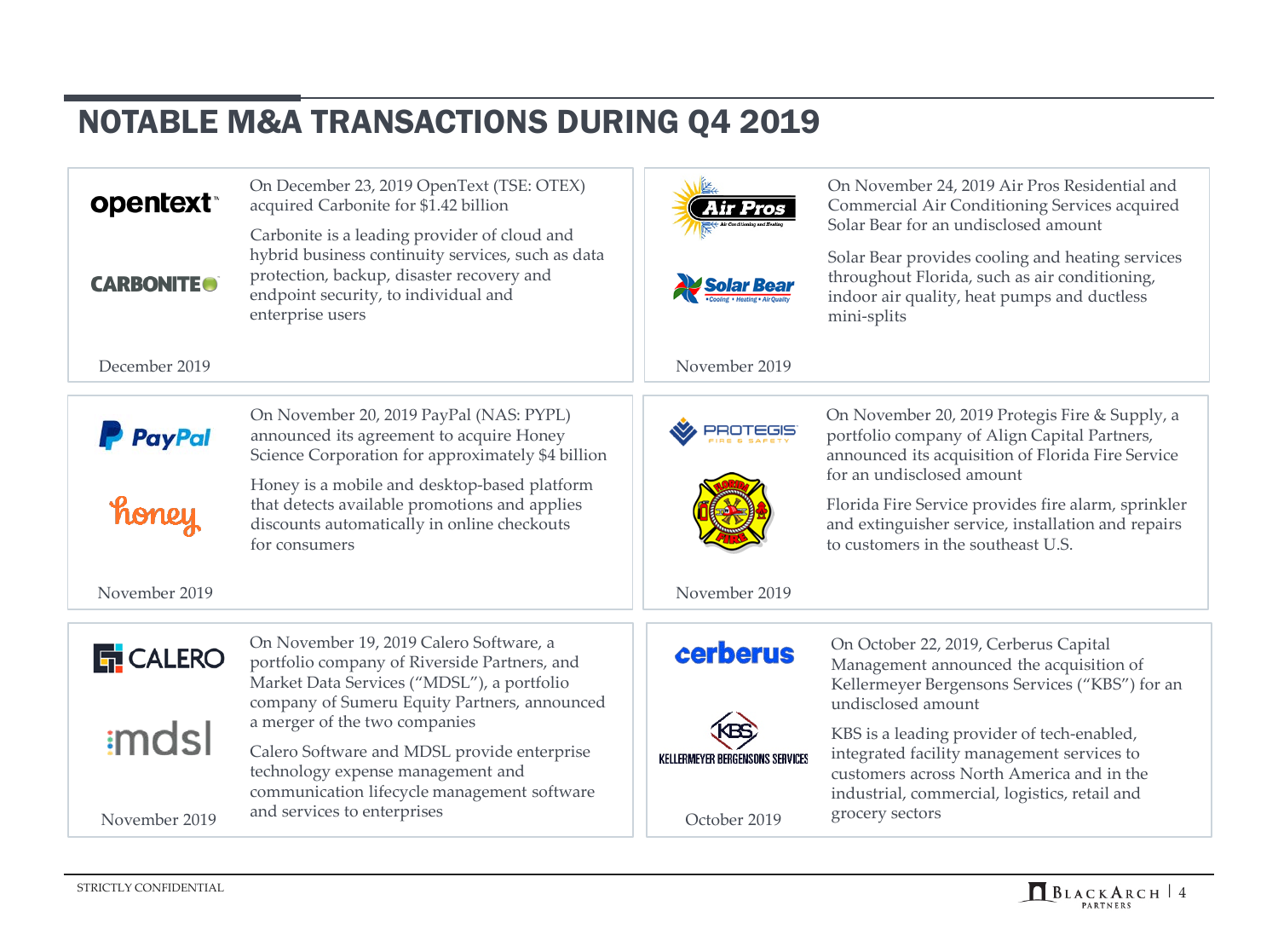# NOTABLE M&A TRANSACTIONS DURING Q4 2019

**opentext / CARBONITE** — December 2019

On December 23, 2019 OpenText (TSE: OTEX) acquired Carbonite for $1.42 billion

Carbonite is a leading provider of cloud and hybrid business continuity services, such as data protection, backup, disaster recovery and endpoint security, to individual and enterprise users

**Air Pros / Solar Bear** — November 2019

On November 24, 2019 Air Pros Residential and Commercial Air Conditioning Services acquired Solar Bear for an undisclosed amount

Solar Bear provides cooling and heating services throughout Florida, such as air conditioning, indoor air quality, heat pumps and ductless mini-splits

**PayPal / honey** — November 2019

On November 20, 2019 PayPal (NAS: PYPL) announced its agreement to acquire Honey Science Corporation for approximately $4 billion

Honey is a mobile and desktop-based platform that detects available promotions and applies discounts automatically in online checkouts for consumers

**PROTEGIS Fire & Safety / Florida Fire** — November 2019

On November 20, 2019 Protegis Fire & Supply, a portfolio company of Align Capital Partners, announced its acquisition of Florida Fire Service for an undisclosed amount

Florida Fire Service provides fire alarm, sprinkler and extinguisher service, installation and repairs to customers in the southeast U.S.

**CALERO / mdsl** — November 2019

On November 19, 2019 Calero Software, a portfolio company of Riverside Partners, and Market Data Services ("MDSL"), a portfolio company of Sumeru Equity Partners, announced a merger of the two companies

Calero Software and MDSL provide enterprise technology expense management and communication lifecycle management software and services to enterprises

**cerberus / Kellermeyer Bergensons Services** — October 2019

On October 22, 2019, Cerberus Capital Management announced the acquisition of Kellermeyer Bergensons Services ("KBS") for an undisclosed amount

KBS is a leading provider of tech-enabled, integrated facility management services to customers across North America and in the industrial, commercial, logistics, retail and grocery sectors

STRICTLY CONFIDENTIAL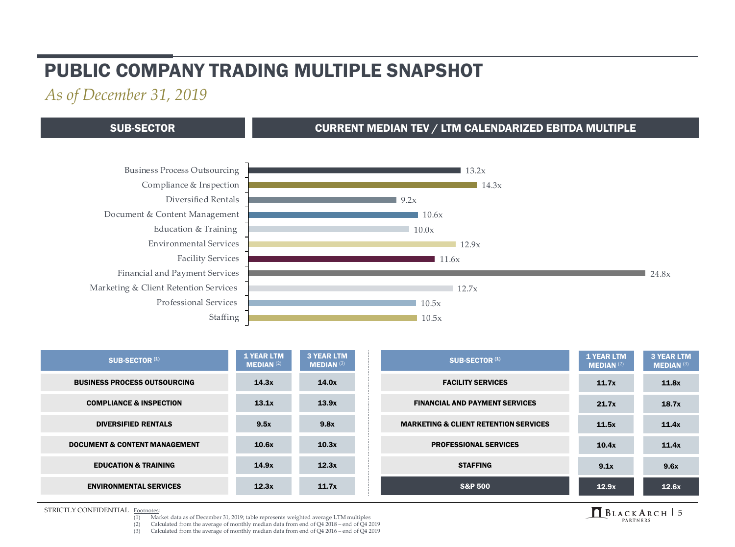# PUBLIC COMPANY TRADING MULTIPLE SNAPSHOT

*As of December 31, 2019*

| SUB-SECTOR | CURRENT MEDIAN TEV / LTM CALENDARIZED EBITDA MULTIPLE |
|---|---|
| Business Process Outsourcing | 13.2x |
| Compliance & Inspection | 14.3x |
| Diversified Rentals | 9.2x |
| Document & Content Management | 10.6x |
| Education & Training | 10.0x |
| Environmental Services | 12.9x |
| Facility Services | 11.6x |
| Financial and Payment Services | 24.8x |
| Marketing & Client Retention Services | 12.7x |
| Professional Services | 10.5x |
| Staffing | 10.5x |

| SUB-SECTOR (1) | 1 YEAR LTM MEDIAN (2) | 3 YEAR LTM MEDIAN (3) |
|---|---|---|
| BUSINESS PROCESS OUTSOURCING | 14.3x | 14.0x |
| COMPLIANCE & INSPECTION | 13.1x | 13.9x |
| DIVERSIFIED RENTALS | 9.5x | 9.8x |
| DOCUMENT & CONTENT MANAGEMENT | 10.6x | 10.3x |
| EDUCATION & TRAINING | 14.9x | 12.3x |
| ENVIRONMENTAL SERVICES | 12.3x | 11.7x |
| FACILITY SERVICES | 11.7x | 11.8x |
| FINANCIAL AND PAYMENT SERVICES | 21.7x | 18.7x |
| MARKETING & CLIENT RETENTION SERVICES | 11.5x | 11.4x |
| PROFESSIONAL SERVICES | 10.4x | 11.4x |
| STAFFING | 9.1x | 9.6x |
| S&P 500 | 12.9x | 12.6x |

STRICTLY CONFIDENTIAL

Footnotes:

1. Market data as of December 31, 2019; table represents weighted average LTM multiples
2. Calculated from the average of monthly median data from end of Q4 2018 – end of Q4 2019
3. Calculated from the average of monthly median data from end of Q4 2016 – end of Q4 2019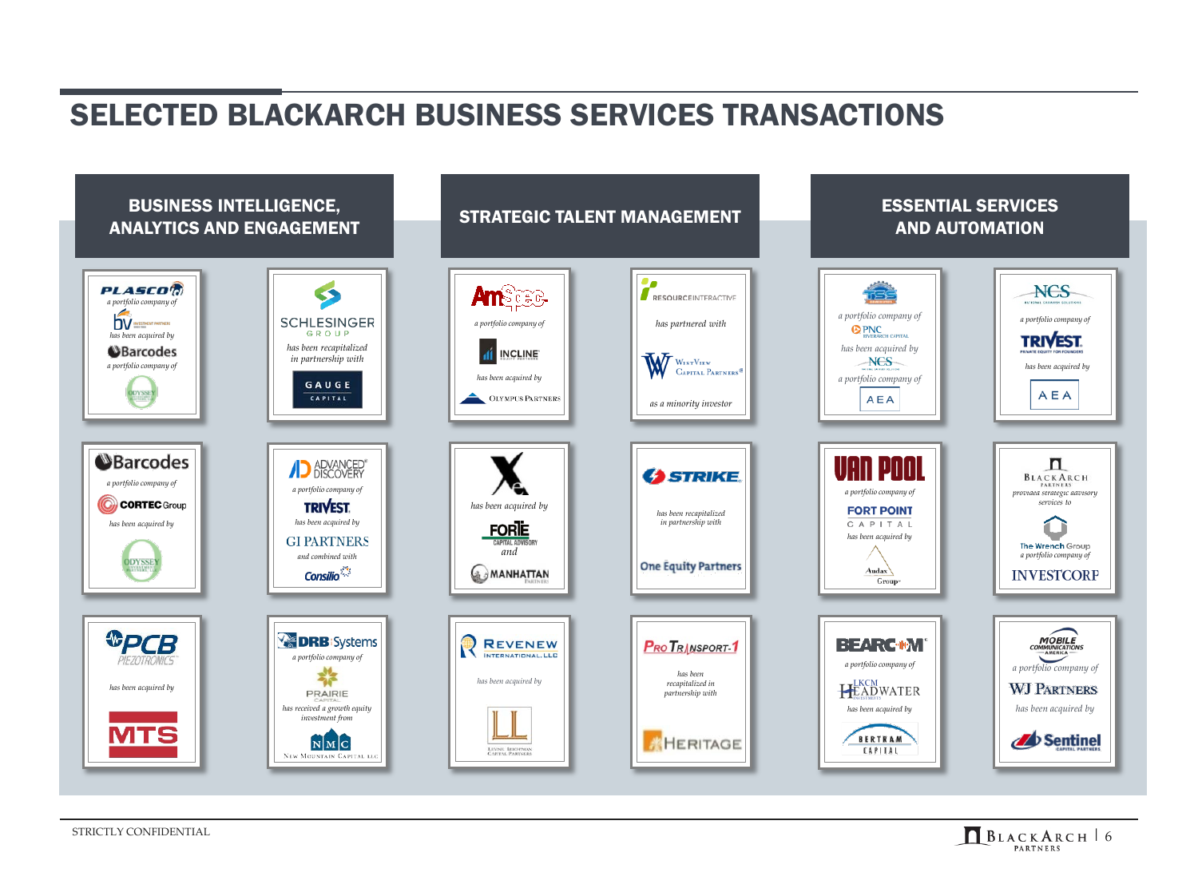# SELECTED BLACKARCH BUSINESS SERVICES TRANSACTIONS

## BUSINESS INTELLIGENCE, ANALYTICS AND ENGAGEMENT

**PLASCO ID**
*a portfolio company of*
BV Investment Partners
*has been acquired by*
Barcodes
*a portfolio company of*
Odyssey

**SCHLESINGER GROUP**
*has been recapitalized in partnership with*
GAUGE CAPITAL

**Barcodes**
*a portfolio company of*
CORTEC Group
*has been acquired by*
Odyssey Investment Partners

**ADVANCED DISCOVERY**
*a portfolio company of*
TRIVEST
*has been acquired by*
GI PARTNERS
*and combined with*
Consilio

**PCB PIEZOTRONICS**
*has been acquired by*
MTS

**DRB Systems**
*a portfolio company of*
PRAIRIE CAPITAL
*has received a growth equity investment from*
NMC New Mountain Capital LLC

## STRATEGIC TALENT MANAGEMENT

**AmSpec**
*a portfolio company of*
INCLINE Equity Partners
*has been acquired by*
Olympus Partners

**ResourceInteractive**
*has partnered with*
WestView Capital Partners
*as a minority investor*

**X**
*has been acquired by*
FORTE Capital Advisory
*and*
MANHATTAN Partners

**STRIKE**
*has been recapitalized in partnership with*
One Equity Partners

**REVENEW INTERNATIONAL, LLC**
*has been acquired by*
Levine Leichtman Capital Partners

**Pro Transport-1**
*has been recapitalized in partnership with*
HERITAGE

## ESSENTIAL SERVICES AND AUTOMATION

**TSS**
*a portfolio company of*
PNC Riverarch Capital
*has been acquired by*
NCS
*a portfolio company of*
AEA

**NCS**
*a portfolio company of*
TRIVEST
*has been acquired by*
AEA

**VAN POOL**
*a portfolio company of*
FORT POINT CAPITAL
*has been acquired by*
Audax Group

**BlackArch Partners**
*provided strategic advisory services to*
The Wrench Group
*a portfolio company of*
INVESTCORP

**BEARCOM**
*a portfolio company of*
LKCM Headwater Investments
*has been acquired by*
BERTRAM CAPITAL

**Mobile Communications America**
*a portfolio company of*
WJ Partners
*has been acquired by*
Sentinel Capital Partners

STRICTLY CONFIDENTIAL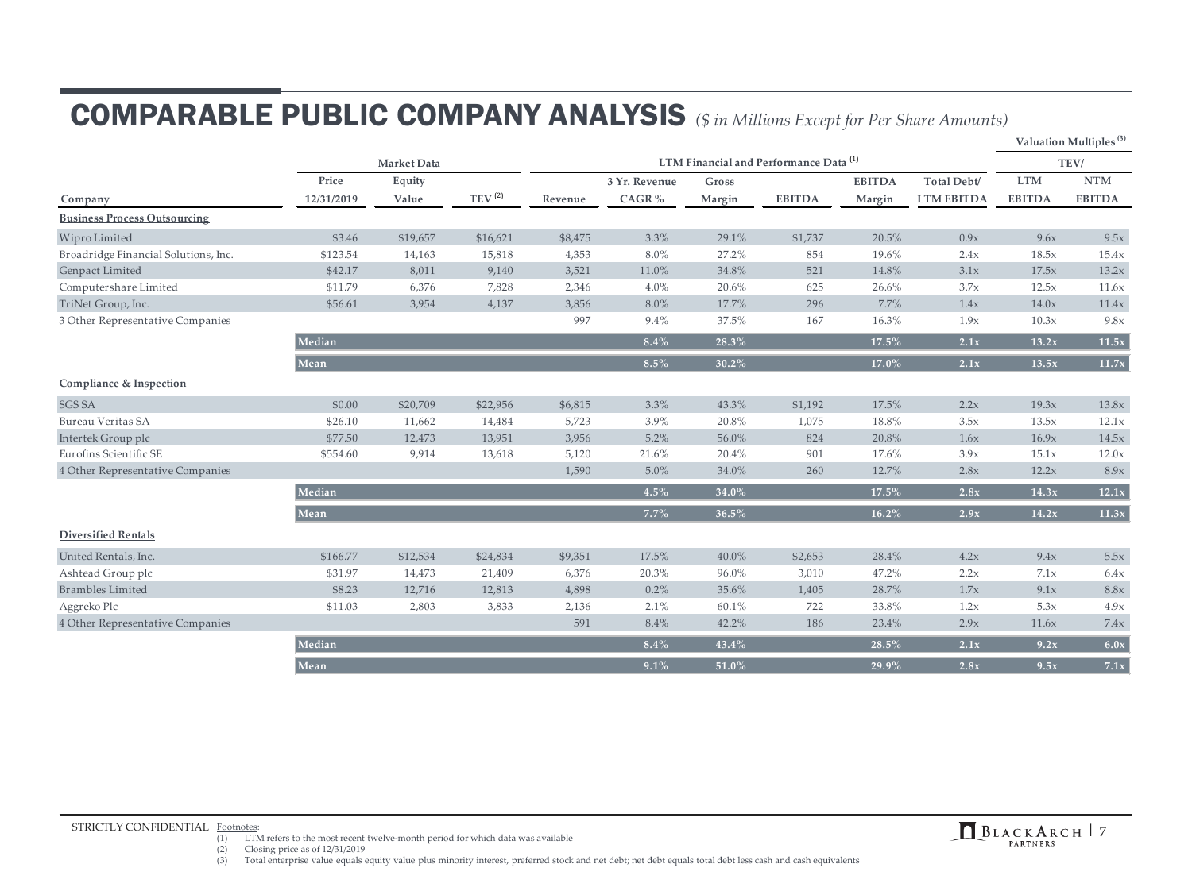# COMPARABLE PUBLIC COMPANY ANALYSIS *($ in Millions Except for Per Share Amounts)*

| | Market Data | | | LTM Financial and Performance Data [1] | | | | | | Valuation Multiples [3] | |
|---|---|---|---|---|---|---|---|---|---|---|---|
| | | | | | | | | | | TEV/ | |
| Company | Price 12/31/2019 | Equity Value | TEV [2] | Revenue | 3 Yr. Revenue CAGR % | Gross Margin | EBITDA | EBITDA Margin | Total Debt/ LTM EBITDA | LTM EBITDA | NTM EBITDA |
| **Business Process Outsourcing** | | | | | | | | | | | |
| Wipro Limited | $3.46 | $19,657 | $16,621 | $8,475 | 3.3% | 29.1% | $1,737 | 20.5% | 0.9x | 9.6x | 9.5x |
| Broadridge Financial Solutions, Inc. | $123.54 | 14,163 | 15,818 | 4,353 | 8.0% | 27.2% | 854 | 19.6% | 2.4x | 18.5x | 15.4x |
| Genpact Limited | $42.17 | 8,011 | 9,140 | 3,521 | 11.0% | 34.8% | 521 | 14.8% | 3.1x | 17.5x | 13.2x |
| Computershare Limited | $11.79 | 6,376 | 7,828 | 2,346 | 4.0% | 20.6% | 625 | 26.6% | 3.7x | 12.5x | 11.6x |
| TriNet Group, Inc. | $56.61 | 3,954 | 4,137 | 3,856 | 8.0% | 17.7% | 296 | 7.7% | 1.4x | 14.0x | 11.4x |
| 3 Other Representative Companies | | | | 997 | 9.4% | 37.5% | 167 | 16.3% | 1.9x | 10.3x | 9.8x |
| **Median** | | | | | **8.4%** | **28.3%** | | **17.5%** | **2.1x** | **13.2x** | **11.5x** |
| **Mean** | | | | | **8.5%** | **30.2%** | | **17.0%** | **2.1x** | **13.5x** | **11.7x** |
| **Compliance & Inspection** | | | | | | | | | | | |
| SGS SA | $0.00 | $20,709 | $22,956 | $6,815 | 3.3% | 43.3% | $1,192 | 17.5% | 2.2x | 19.3x | 13.8x |
| Bureau Veritas SA | $26.10 | 11,662 | 14,484 | 5,723 | 3.9% | 20.8% | 1,075 | 18.8% | 3.5x | 13.5x | 12.1x |
| Intertek Group plc | $77.50 | 12,473 | 13,951 | 3,956 | 5.2% | 56.0% | 824 | 20.8% | 1.6x | 16.9x | 14.5x |
| Eurofins Scientific SE | $554.60 | 9,914 | 13,618 | 5,120 | 21.6% | 20.4% | 901 | 17.6% | 3.9x | 15.1x | 12.0x |
| 4 Other Representative Companies | | | | 1,590 | 5.0% | 34.0% | 260 | 12.7% | 2.8x | 12.2x | 8.9x |
| **Median** | | | | | **4.5%** | **34.0%** | | **17.5%** | **2.8x** | **14.3x** | **12.1x** |
| **Mean** | | | | | **7.7%** | **36.5%** | | **16.2%** | **2.9x** | **14.2x** | **11.3x** |
| **Diversified Rentals** | | | | | | | | | | | |
| United Rentals, Inc. | $166.77 | $12,534 | $24,834 | $9,351 | 17.5% | 40.0% | $2,653 | 28.4% | 4.2x | 9.4x | 5.5x |
| Ashtead Group plc | $31.97 | 14,473 | 21,409 | 6,376 | 20.3% | 96.0% | 3,010 | 47.2% | 2.2x | 7.1x | 6.4x |
| Brambles Limited | $8.23 | 12,716 | 12,813 | 4,898 | 0.2% | 35.6% | 1,405 | 28.7% | 1.7x | 9.1x | 8.8x |
| Aggreko Plc | $11.03 | 2,803 | 3,833 | 2,136 | 2.1% | 60.1% | 722 | 33.8% | 1.2x | 5.3x | 4.9x |
| 4 Other Representative Companies | | | | 591 | 8.4% | 42.2% | 186 | 23.4% | 2.9x | 11.6x | 7.4x |
| **Median** | | | | | **8.4%** | **43.4%** | | **28.5%** | **2.1x** | **9.2x** | **6.0x** |
| **Mean** | | | | | **9.1%** | **51.0%** | | **29.9%** | **2.8x** | **9.5x** | **7.1x** |

STRICTLY CONFIDENTIAL

Footnotes:
(1) LTM refers to the most recent twelve-month period for which data was available
(2) Closing price as of 12/31/2019
(3) Total enterprise value equals equity value plus minority interest, preferred stock and net debt; net debt equals total debt less cash and cash equivalents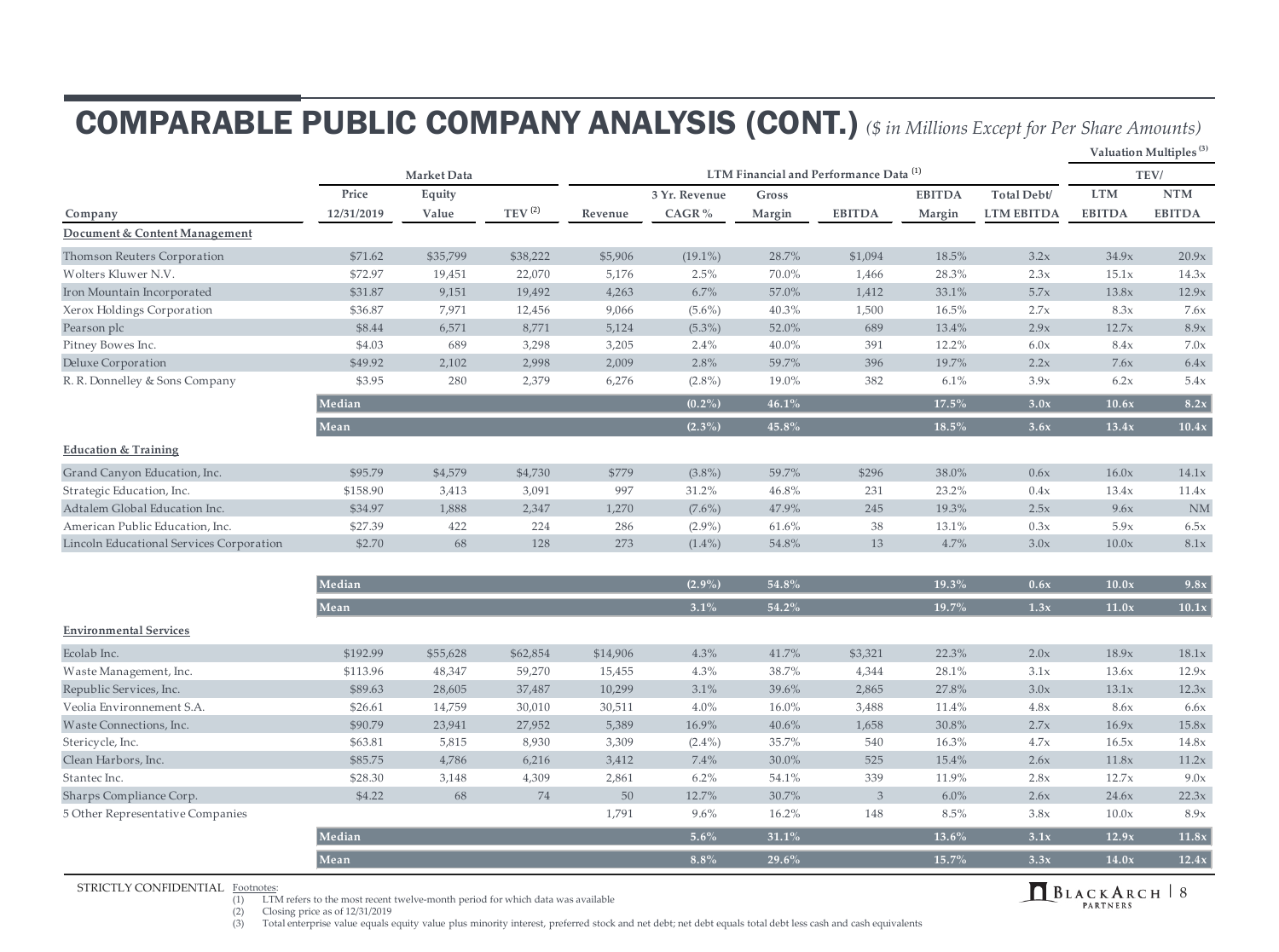# COMPARABLE PUBLIC COMPANY ANALYSIS (CONT.) *($ in Millions Except for Per Share Amounts)*

| | Market Data | | | LTM Financial and Performance Data [1] | | | | | | Valuation Multiples [3] | |
|---|---|---|---|---|---|---|---|---|---|---|---|
| | | | | | | | | | | TEV/ | |
| Company | Price 12/31/2019 | Equity Value | TEV [2] | Revenue | 3 Yr. Revenue CAGR % | Gross Margin | EBITDA | EBITDA Margin | Total Debt/ LTM EBITDA | LTM EBITDA | NTM EBITDA |
| **Document & Content Management** | | | | | | | | | | | |
| Thomson Reuters Corporation | $71.62 | $35,799 | $38,222 | $5,906 | (19.1%) | 28.7% | $1,094 | 18.5% | 3.2x | 34.9x | 20.9x |
| Wolters Kluwer N.V. | $72.97 | 19,451 | 22,070 | 5,176 | 2.5% | 70.0% | 1,466 | 28.3% | 2.3x | 15.1x | 14.3x |
| Iron Mountain Incorporated | $31.87 | 9,151 | 19,492 | 4,263 | 6.7% | 57.0% | 1,412 | 33.1% | 5.7x | 13.8x | 12.9x |
| Xerox Holdings Corporation | $36.87 | 7,971 | 12,456 | 9,066 | (5.6%) | 40.3% | 1,500 | 16.5% | 2.7x | 8.3x | 7.6x |
| Pearson plc | $8.44 | 6,571 | 8,771 | 5,124 | (5.3%) | 52.0% | 689 | 13.4% | 2.9x | 12.7x | 8.9x |
| Pitney Bowes Inc. | $4.03 | 689 | 3,298 | 3,205 | 2.4% | 40.0% | 391 | 12.2% | 6.0x | 8.4x | 7.0x |
| Deluxe Corporation | $49.92 | 2,102 | 2,998 | 2,009 | 2.8% | 59.7% | 396 | 19.7% | 2.2x | 7.6x | 6.4x |
| R. R. Donnelley & Sons Company | $3.95 | 280 | 2,379 | 6,276 | (2.8%) | 19.0% | 382 | 6.1% | 3.9x | 6.2x | 5.4x |
| **Median** | | | | | **(0.2%)** | **46.1%** | | **17.5%** | **3.0x** | **10.6x** | **8.2x** |
| **Mean** | | | | | **(2.3%)** | **45.8%** | | **18.5%** | **3.6x** | **13.4x** | **10.4x** |
| **Education & Training** | | | | | | | | | | | |
| Grand Canyon Education, Inc. | $95.79 | $4,579 | $4,730 | $779 | (3.8%) | 59.7% | $296 | 38.0% | 0.6x | 16.0x | 14.1x |
| Strategic Education, Inc. | $158.90 | 3,413 | 3,091 | 997 | 31.2% | 46.8% | 231 | 23.2% | 0.4x | 13.4x | 11.4x |
| Adtalem Global Education Inc. | $34.97 | 1,888 | 2,347 | 1,270 | (7.6%) | 47.9% | 245 | 19.3% | 2.5x | 9.6x | NM |
| American Public Education, Inc. | $27.39 | 422 | 224 | 286 | (2.9%) | 61.6% | 38 | 13.1% | 0.3x | 5.9x | 6.5x |
| Lincoln Educational Services Corporation | $2.70 | 68 | 128 | 273 | (1.4%) | 54.8% | 13 | 4.7% | 3.0x | 10.0x | 8.1x |
| **Median** | | | | | **(2.9%)** | **54.8%** | | **19.3%** | **0.6x** | **10.0x** | **9.8x** |
| **Mean** | | | | | **3.1%** | **54.2%** | | **19.7%** | **1.3x** | **11.0x** | **10.1x** |
| **Environmental Services** | | | | | | | | | | | |
| Ecolab Inc. | $192.99 | $55,628 | $62,854 | $14,906 | 4.3% | 41.7% | $3,321 | 22.3% | 2.0x | 18.9x | 18.1x |
| Waste Management, Inc. | $113.96 | 48,347 | 59,270 | 15,455 | 4.3% | 38.7% | 4,344 | 28.1% | 3.1x | 13.6x | 12.9x |
| Republic Services, Inc. | $89.63 | 28,605 | 37,487 | 10,299 | 3.1% | 39.6% | 2,865 | 27.8% | 3.0x | 13.1x | 12.3x |
| Veolia Environnement S.A. | $26.61 | 14,759 | 30,010 | 30,511 | 4.0% | 16.0% | 3,488 | 11.4% | 4.8x | 8.6x | 6.6x |
| Waste Connections, Inc. | $90.79 | 23,941 | 27,952 | 5,389 | 16.9% | 40.6% | 1,658 | 30.8% | 2.7x | 16.9x | 15.8x |
| Stericycle, Inc. | $63.81 | 5,815 | 8,930 | 3,309 | (2.4%) | 35.7% | 540 | 16.3% | 4.7x | 16.5x | 14.8x |
| Clean Harbors, Inc. | $85.75 | 4,786 | 6,216 | 3,412 | 7.4% | 30.0% | 525 | 15.4% | 2.6x | 11.8x | 11.2x |
| Stantec Inc. | $28.30 | 3,148 | 4,309 | 2,861 | 6.2% | 54.1% | 339 | 11.9% | 2.8x | 12.7x | 9.0x |
| Sharps Compliance Corp. | $4.22 | 68 | 74 | 50 | 12.7% | 30.7% | 3 | 6.0% | 2.6x | 24.6x | 22.3x |
| 5 Other Representative Companies | | | | 1,791 | 9.6% | 16.2% | 148 | 8.5% | 3.8x | 10.0x | 8.9x |
| **Median** | | | | | **5.6%** | **31.1%** | | **13.6%** | **3.1x** | **12.9x** | **11.8x** |
| **Mean** | | | | | **8.8%** | **29.6%** | | **15.7%** | **3.3x** | **14.0x** | **12.4x** |

STRICTLY CONFIDENTIAL

Footnotes:
(1) LTM refers to the most recent twelve-month period for which data was available
(2) Closing price as of 12/31/2019
(3) Total enterprise value equals equity value plus minority interest, preferred stock and net debt; net debt equals total debt less cash and cash equivalents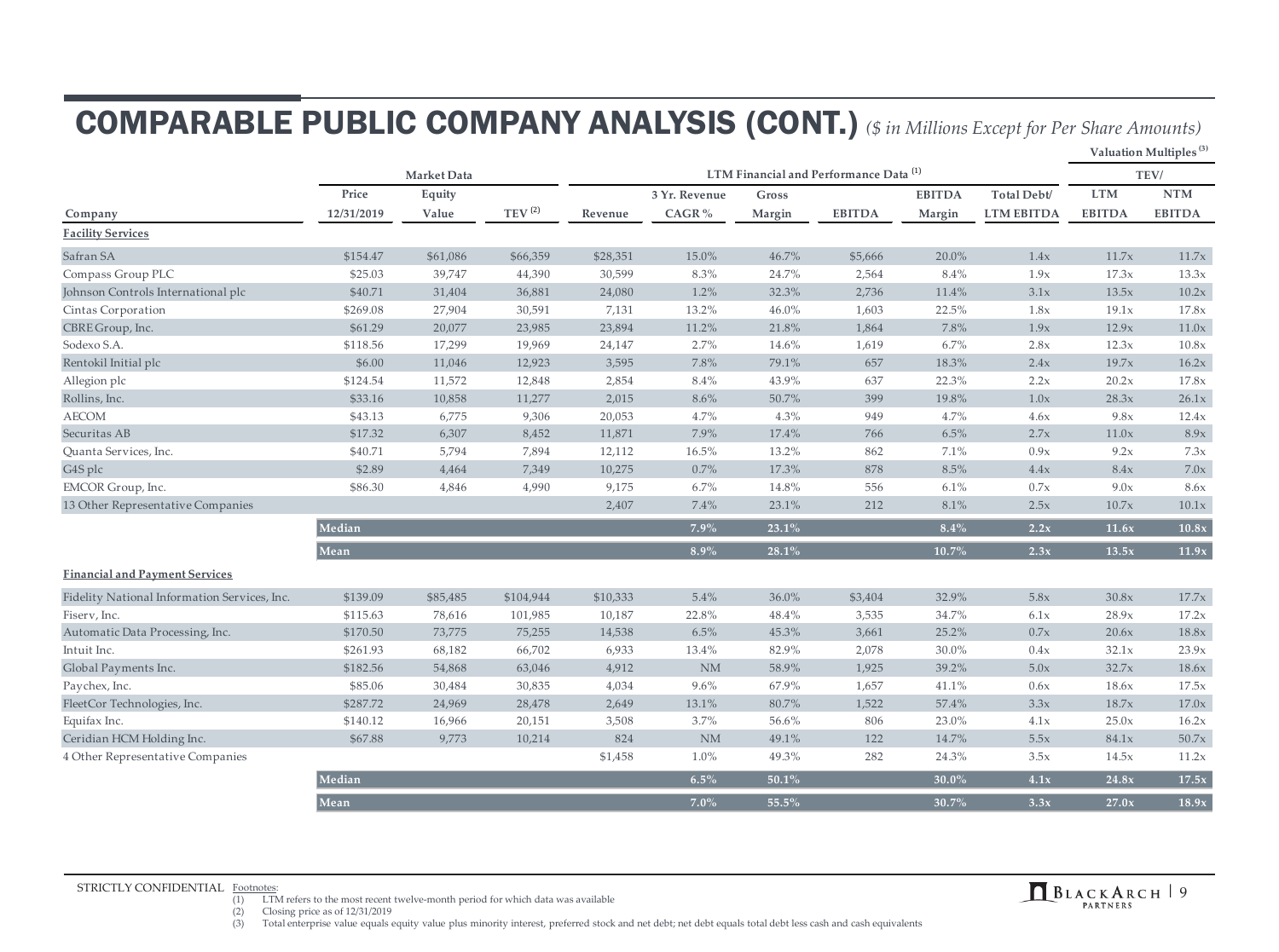# COMPARABLE PUBLIC COMPANY ANALYSIS (CONT.) *($ in Millions Except for Per Share Amounts)*

| | Market Data | | | LTM Financial and Performance Data (1) | | | | | | Valuation Multiples (3) | |
|---|---|---|---|---|---|---|---|---|---|---|---|
| | | | | | | | | | | TEV/ | |
| Company | Price 12/31/2019 | Equity Value | TEV (2) | Revenue | 3 Yr. Revenue CAGR % | Gross Margin | EBITDA | EBITDA Margin | Total Debt/ LTM EBITDA | LTM EBITDA | NTM EBITDA |
| **Facility Services** | | | | | | | | | | | |
| Safran SA | $154.47 | $61,086 | $66,359 | $28,351 | 15.0% | 46.7% | $5,666 | 20.0% | 1.4x | 11.7x | 11.7x |
| Compass Group PLC | $25.03 | 39,747 | 44,390 | 30,599 | 8.3% | 24.7% | 2,564 | 8.4% | 1.9x | 17.3x | 13.3x |
| Johnson Controls International plc | $40.71 | 31,404 | 36,881 | 24,080 | 1.2% | 32.3% | 2,736 | 11.4% | 3.1x | 13.5x | 10.2x |
| Cintas Corporation | $269.08 | 27,904 | 30,591 | 7,131 | 13.2% | 46.0% | 1,603 | 22.5% | 1.8x | 19.1x | 17.8x |
| CBRE Group, Inc. | $61.29 | 20,077 | 23,985 | 23,894 | 11.2% | 21.8% | 1,864 | 7.8% | 1.9x | 12.9x | 11.0x |
| Sodexo S.A. | $118.56 | 17,299 | 19,969 | 24,147 | 2.7% | 14.6% | 1,619 | 6.7% | 2.8x | 12.3x | 10.8x |
| Rentokil Initial plc | $6.00 | 11,046 | 12,923 | 3,595 | 7.8% | 79.1% | 657 | 18.3% | 2.4x | 19.7x | 16.2x |
| Allegion plc | $124.54 | 11,572 | 12,848 | 2,854 | 8.4% | 43.9% | 637 | 22.3% | 2.2x | 20.2x | 17.8x |
| Rollins, Inc. | $33.16 | 10,858 | 11,277 | 2,015 | 8.6% | 50.7% | 399 | 19.8% | 1.0x | 28.3x | 26.1x |
| AECOM | $43.13 | 6,775 | 9,306 | 20,053 | 4.7% | 4.3% | 949 | 4.7% | 4.6x | 9.8x | 12.4x |
| Securitas AB | $17.32 | 6,307 | 8,452 | 11,871 | 7.9% | 17.4% | 766 | 6.5% | 2.7x | 11.0x | 8.9x |
| Quanta Services, Inc. | $40.71 | 5,794 | 7,894 | 12,112 | 16.5% | 13.2% | 862 | 7.1% | 0.9x | 9.2x | 7.3x |
| G4S plc | $2.89 | 4,464 | 7,349 | 10,275 | 0.7% | 17.3% | 878 | 8.5% | 4.4x | 8.4x | 7.0x |
| EMCOR Group, Inc. | $86.30 | 4,846 | 4,990 | 9,175 | 6.7% | 14.8% | 556 | 6.1% | 0.7x | 9.0x | 8.6x |
| 13 Other Representative Companies | | | | 2,407 | 7.4% | 23.1% | 212 | 8.1% | 2.5x | 10.7x | 10.1x |
| **Median** | | | | | **7.9%** | **23.1%** | | **8.4%** | **2.2x** | **11.6x** | **10.8x** |
| **Mean** | | | | | **8.9%** | **28.1%** | | **10.7%** | **2.3x** | **13.5x** | **11.9x** |
| **Financial and Payment Services** | | | | | | | | | | | |
| Fidelity National Information Services, Inc. | $139.09 | $85,485 | $104,944 | $10,333 | 5.4% | 36.0% | $3,404 | 32.9% | 5.8x | 30.8x | 17.7x |
| Fiserv, Inc. | $115.63 | 78,616 | 101,985 | 10,187 | 22.8% | 48.4% | 3,535 | 34.7% | 6.1x | 28.9x | 17.2x |
| Automatic Data Processing, Inc. | $170.50 | 73,775 | 75,255 | 14,538 | 6.5% | 45.3% | 3,661 | 25.2% | 0.7x | 20.6x | 18.8x |
| Intuit Inc. | $261.93 | 68,182 | 66,702 | 6,933 | 13.4% | 82.9% | 2,078 | 30.0% | 0.4x | 32.1x | 23.9x |
| Global Payments Inc. | $182.56 | 54,868 | 63,046 | 4,912 | NM | 58.9% | 1,925 | 39.2% | 5.0x | 32.7x | 18.6x |
| Paychex, Inc. | $85.06 | 30,484 | 30,835 | 4,034 | 9.6% | 67.9% | 1,657 | 41.1% | 0.6x | 18.6x | 17.5x |
| FleetCor Technologies, Inc. | $287.72 | 24,969 | 28,478 | 2,649 | 13.1% | 80.7% | 1,522 | 57.4% | 3.3x | 18.7x | 17.0x |
| Equifax Inc. | $140.12 | 16,966 | 20,151 | 3,508 | 3.7% | 56.6% | 806 | 23.0% | 4.1x | 25.0x | 16.2x |
| Ceridian HCM Holding Inc. | $67.88 | 9,773 | 10,214 | 824 | NM | 49.1% | 122 | 14.7% | 5.5x | 84.1x | 50.7x |
| 4 Other Representative Companies | | | | $1,458 | 1.0% | 49.3% | 282 | 24.3% | 3.5x | 14.5x | 11.2x |
| **Median** | | | | | **6.5%** | **50.1%** | | **30.0%** | **4.1x** | **24.8x** | **17.5x** |
| **Mean** | | | | | **7.0%** | **55.5%** | | **30.7%** | **3.3x** | **27.0x** | **18.9x** |

STRICTLY CONFIDENTIAL

Footnotes:
(1) LTM refers to the most recent twelve-month period for which data was available
(2) Closing price as of 12/31/2019
(3) Total enterprise value equals equity value plus minority interest, preferred stock and net debt; net debt equals total debt less cash and cash equivalents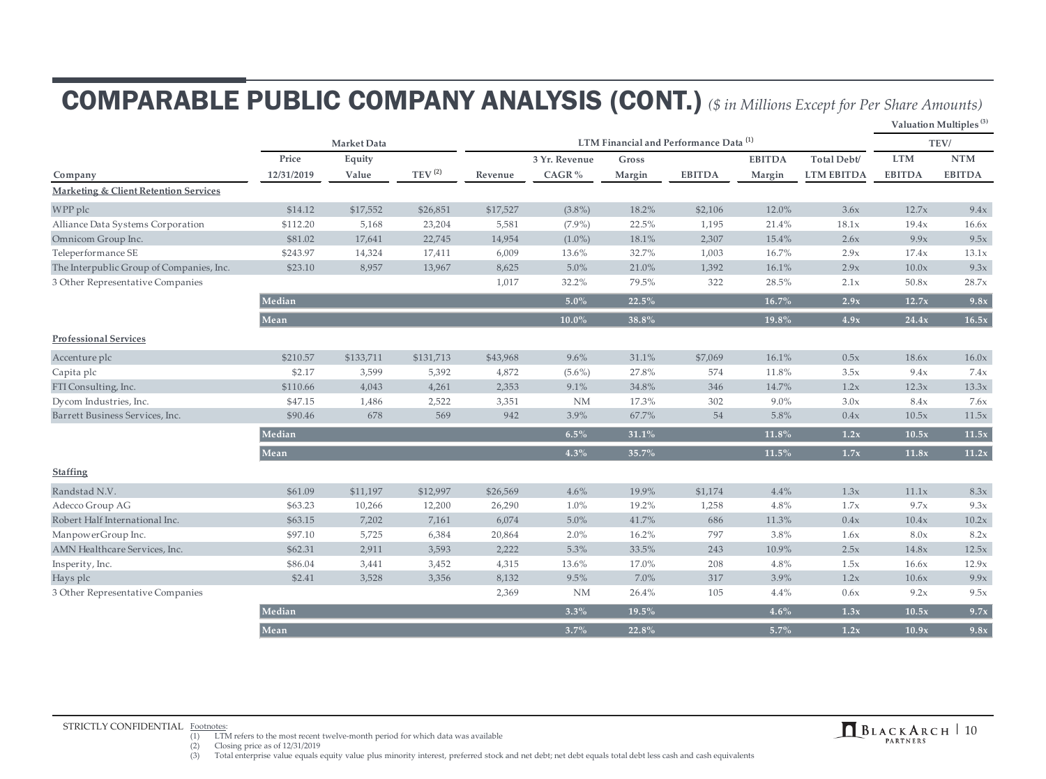# COMPARABLE PUBLIC COMPANY ANALYSIS (CONT.) *($ in Millions Except for Per Share Amounts)*

| | Market Data | | | LTM Financial and Performance Data [1] | | | | | | Valuation Multiples [3] | |
|---|---|---|---|---|---|---|---|---|---|---|---|
| | | | | | | | | | | TEV/ | |
| Company | Price 12/31/2019 | Equity Value | TEV [2] | Revenue | 3 Yr. Revenue CAGR % | Gross Margin | EBITDA | EBITDA Margin | Total Debt/ LTM EBITDA | LTM EBITDA | NTM EBITDA |
| **Marketing & Client Retention Services** | | | | | | | | | | | |
| WPP plc | $14.12 | $17,552 | $26,851 | $17,527 | (3.8%) | 18.2% | $2,106 | 12.0% | 3.6x | 12.7x | 9.4x |
| Alliance Data Systems Corporation | $112.20 | 5,168 | 23,204 | 5,581 | (7.9%) | 22.5% | 1,195 | 21.4% | 18.1x | 19.4x | 16.6x |
| Omnicom Group Inc. | $81.02 | 17,641 | 22,745 | 14,954 | (1.0%) | 18.1% | 2,307 | 15.4% | 2.6x | 9.9x | 9.5x |
| Teleperformance SE | $243.97 | 14,324 | 17,411 | 6,009 | 13.6% | 32.7% | 1,003 | 16.7% | 2.9x | 17.4x | 13.1x |
| The Interpublic Group of Companies, Inc. | $23.10 | 8,957 | 13,967 | 8,625 | 5.0% | 21.0% | 1,392 | 16.1% | 2.9x | 10.0x | 9.3x |
| 3 Other Representative Companies | | | | 1,017 | 32.2% | 79.5% | 322 | 28.5% | 2.1x | 50.8x | 28.7x |
| **Median** | | | | | **5.0%** | **22.5%** | | **16.7%** | **2.9x** | **12.7x** | **9.8x** |
| **Mean** | | | | | **10.0%** | **38.8%** | | **19.8%** | **4.9x** | **24.4x** | **16.5x** |
| **Professional Services** | | | | | | | | | | | |
| Accenture plc | $210.57 | $133,711 | $131,713 | $43,968 | 9.6% | 31.1% | $7,069 | 16.1% | 0.5x | 18.6x | 16.0x |
| Capita plc | $2.17 | 3,599 | 5,392 | 4,872 | (5.6%) | 27.8% | 574 | 11.8% | 3.5x | 9.4x | 7.4x |
| FTI Consulting, Inc. | $110.66 | 4,043 | 4,261 | 2,353 | 9.1% | 34.8% | 346 | 14.7% | 1.2x | 12.3x | 13.3x |
| Dycom Industries, Inc. | $47.15 | 1,486 | 2,522 | 3,351 | NM | 17.3% | 302 | 9.0% | 3.0x | 8.4x | 7.6x |
| Barrett Business Services, Inc. | $90.46 | 678 | 569 | 942 | 3.9% | 67.7% | 54 | 5.8% | 0.4x | 10.5x | 11.5x |
| **Median** | | | | | **6.5%** | **31.1%** | | **11.8%** | **1.2x** | **10.5x** | **11.5x** |
| **Mean** | | | | | **4.3%** | **35.7%** | | **11.5%** | **1.7x** | **11.8x** | **11.2x** |
| **Staffing** | | | | | | | | | | | |
| Randstad N.V. | $61.09 | $11,197 | $12,997 | $26,569 | 4.6% | 19.9% | $1,174 | 4.4% | 1.3x | 11.1x | 8.3x |
| Adecco Group AG | $63.23 | 10,266 | 12,200 | 26,290 | 1.0% | 19.2% | 1,258 | 4.8% | 1.7x | 9.7x | 9.3x |
| Robert Half International Inc. | $63.15 | 7,202 | 7,161 | 6,074 | 5.0% | 41.7% | 686 | 11.3% | 0.4x | 10.4x | 10.2x |
| ManpowerGroup Inc. | $97.10 | 5,725 | 6,384 | 20,864 | 2.0% | 16.2% | 797 | 3.8% | 1.6x | 8.0x | 8.2x |
| AMN Healthcare Services, Inc. | $62.31 | 2,911 | 3,593 | 2,222 | 5.3% | 33.5% | 243 | 10.9% | 2.5x | 14.8x | 12.5x |
| Insperity, Inc. | $86.04 | 3,441 | 3,452 | 4,315 | 13.6% | 17.0% | 208 | 4.8% | 1.5x | 16.6x | 12.9x |
| Hays plc | $2.41 | 3,528 | 3,356 | 8,132 | 9.5% | 7.0% | 317 | 3.9% | 1.2x | 10.6x | 9.9x |
| 3 Other Representative Companies | | | | 2,369 | NM | 26.4% | 105 | 4.4% | 0.6x | 9.2x | 9.5x |
| **Median** | | | | | **3.3%** | **19.5%** | | **4.6%** | **1.3x** | **10.5x** | **9.7x** |
| **Mean** | | | | | **3.7%** | **22.8%** | | **5.7%** | **1.2x** | **10.9x** | **9.8x** |

STRICTLY CONFIDENTIAL

Footnotes:
(1) LTM refers to the most recent twelve-month period for which data was available
(2) Closing price as of 12/31/2019
(3) Total enterprise value equals equity value plus minority interest, preferred stock and net debt; net debt equals total debt less cash and cash equivalents

BLACKARCH PARTNERS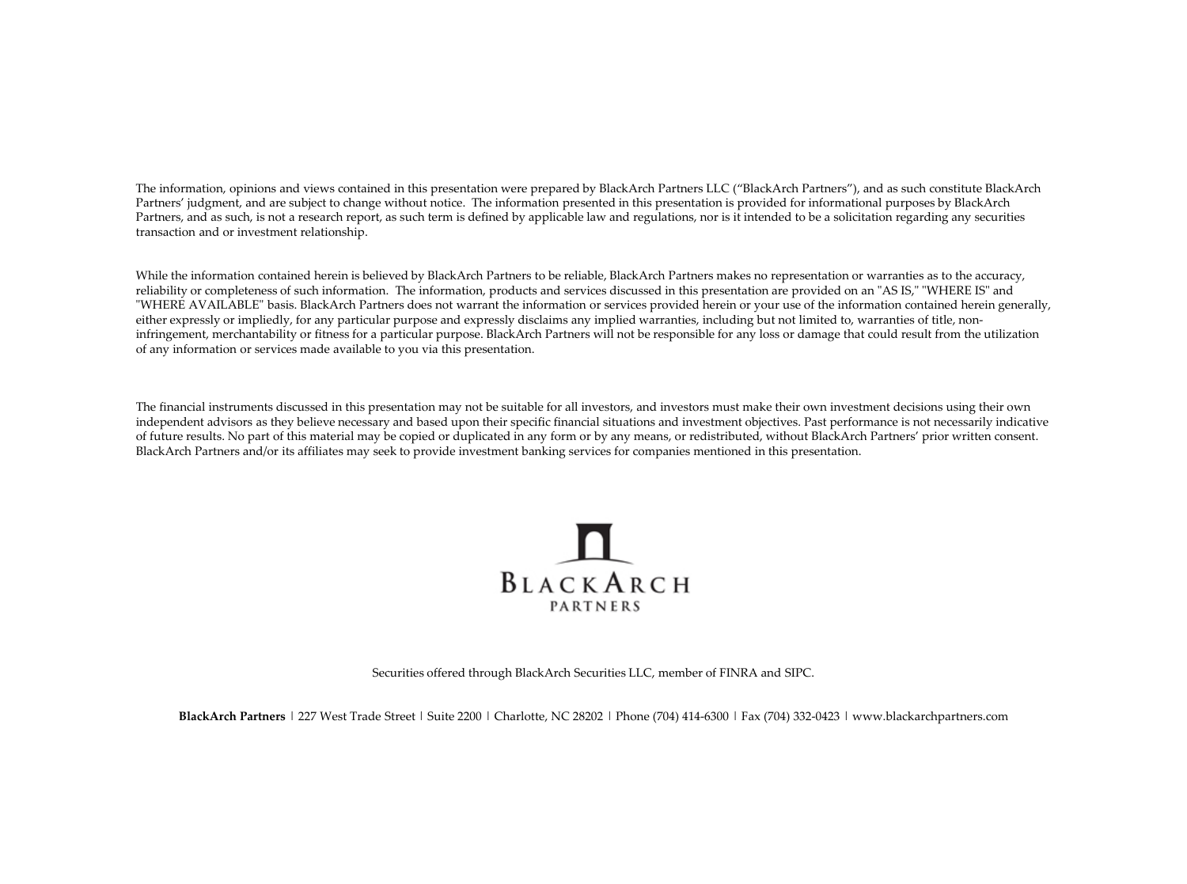The information, opinions and views contained in this presentation were prepared by BlackArch Partners LLC ("BlackArch Partners"), and as such constitute BlackArch Partners' judgment, and are subject to change without notice. The information presented in this presentation is provided for informational purposes by BlackArch Partners, and as such, is not a research report, as such term is defined by applicable law and regulations, nor is it intended to be a solicitation regarding any securities transaction and or investment relationship.

While the information contained herein is believed by BlackArch Partners to be reliable, BlackArch Partners makes no representation or warranties as to the accuracy, reliability or completeness of such information. The information, products and services discussed in this presentation are provided on an "AS IS," "WHERE IS" and "WHERE AVAILABLE" basis. BlackArch Partners does not warrant the information or services provided herein or your use of the information contained herein generally, either expressly or impliedly, for any particular purpose and expressly disclaims any implied warranties, including but not limited to, warranties of title, non-infringement, merchantability or fitness for a particular purpose. BlackArch Partners will not be responsible for any loss or damage that could result from the utilization of any information or services made available to you via this presentation.

The financial instruments discussed in this presentation may not be suitable for all investors, and investors must make their own investment decisions using their own independent advisors as they believe necessary and based upon their specific financial situations and investment objectives. Past performance is not necessarily indicative of future results. No part of this material may be copied or duplicated in any form or by any means, or redistributed, without BlackArch Partners' prior written consent. BlackArch Partners and/or its affiliates may seek to provide investment banking services for companies mentioned in this presentation.

BLACKARCH
PARTNERS

Securities offered through BlackArch Securities LLC, member of FINRA and SIPC.

**BlackArch Partners** | 227 West Trade Street | Suite 2200 | Charlotte, NC 28202 | Phone (704) 414-6300 | Fax (704) 332-0423 | www.blackarchpartners.com